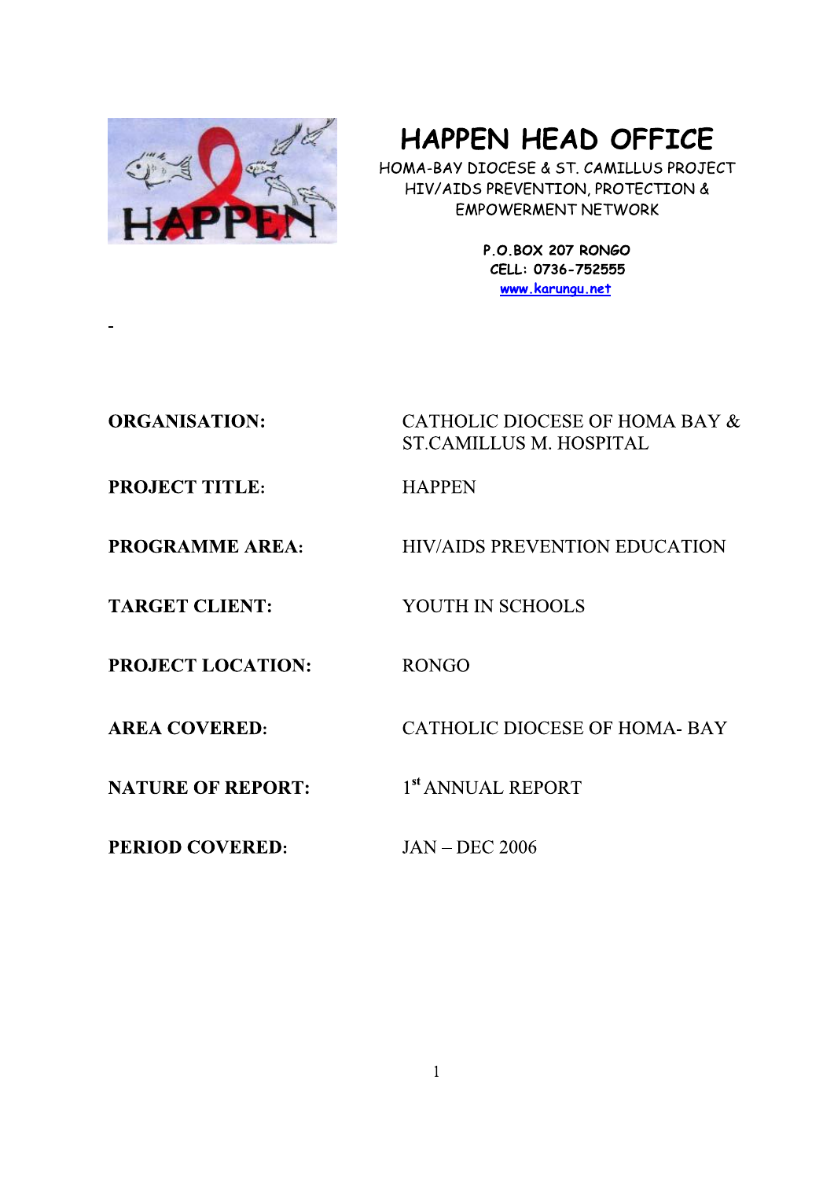# HAPPEN HEAD OFFICE

HOMA-BAY DIOCESE & ST. CAMILLUS PROJECT
HIV/AIDS PREVENTION, PROTECTION &
EMPOWERMENT NETWORK

**P.O.BOX 207 RONGO**
**CELL: 0736-752555**
**www.karungu.net**

-

| | |
|---|---|
| **ORGANISATION:** | CATHOLIC DIOCESE OF HOMA BAY & ST.CAMILLUS M. HOSPITAL |
| **PROJECT TITLE:** | HAPPEN |
| **PROGRAMME AREA:** | HIV/AIDS PREVENTION EDUCATION |
| **TARGET CLIENT:** | YOUTH IN SCHOOLS |
| **PROJECT LOCATION:** | RONGO |
| **AREA COVERED:** | CATHOLIC DIOCESE OF HOMA- BAY |
| **NATURE OF REPORT:** | 1st ANNUAL REPORT |
| **PERIOD COVERED:** | JAN – DEC 2006 |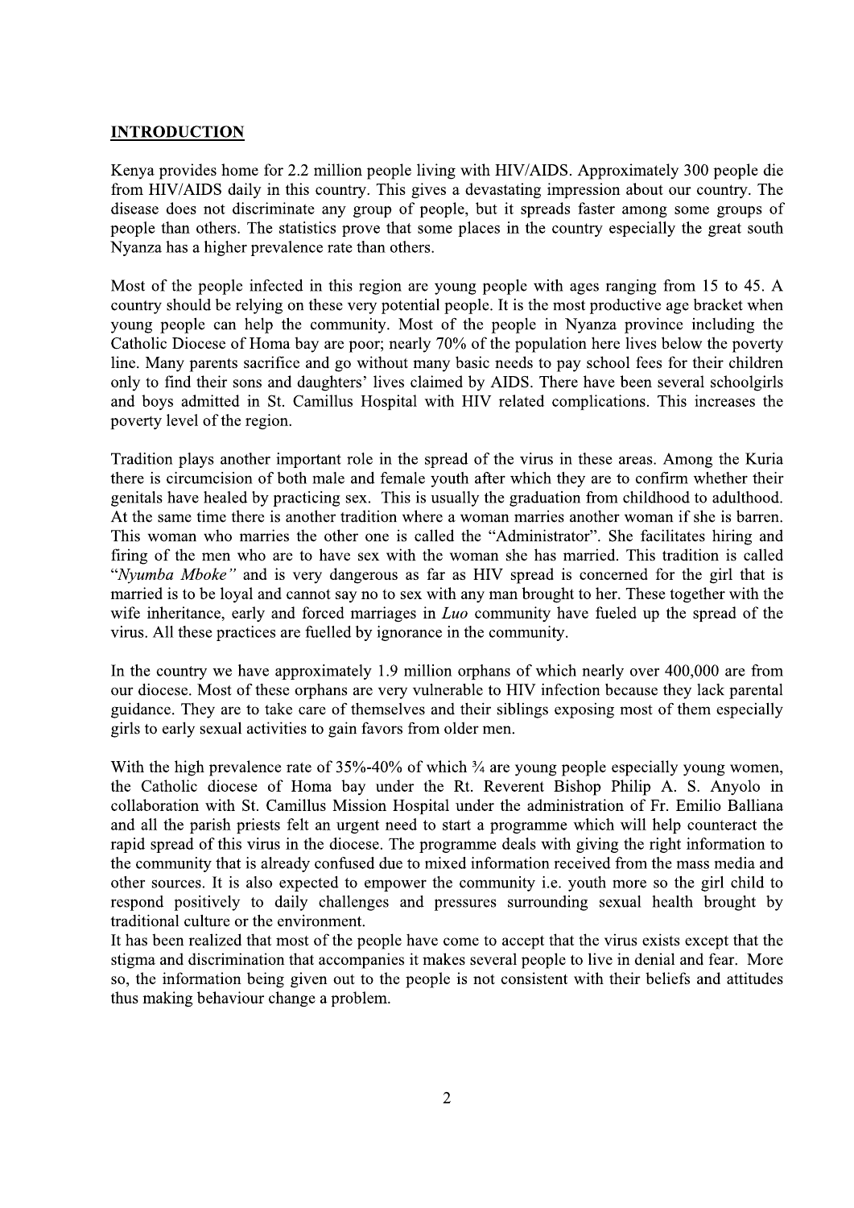**INTRODUCTION**

Kenya provides home for 2.2 million people living with HIV/AIDS. Approximately 300 people die from HIV/AIDS daily in this country. This gives a devastating impression about our country. The disease does not discriminate any group of people, but it spreads faster among some groups of people than others. The statistics prove that some places in the country especially the great south Nyanza has a higher prevalence rate than others.

Most of the people infected in this region are young people with ages ranging from 15 to 45. A country should be relying on these very potential people. It is the most productive age bracket when young people can help the community. Most of the people in Nyanza province including the Catholic Diocese of Homa bay are poor; nearly 70% of the population here lives below the poverty line. Many parents sacrifice and go without many basic needs to pay school fees for their children only to find their sons and daughters' lives claimed by AIDS. There have been several schoolgirls and boys admitted in St. Camillus Hospital with HIV related complications. This increases the poverty level of the region.

Tradition plays another important role in the spread of the virus in these areas. Among the Kuria there is circumcision of both male and female youth after which they are to confirm whether their genitals have healed by practicing sex. This is usually the graduation from childhood to adulthood. At the same time there is another tradition where a woman marries another woman if she is barren. This woman who marries the other one is called the "Administrator". She facilitates hiring and firing of the men who are to have sex with the woman she has married. This tradition is called "*Nyumba Mboke"* and is very dangerous as far as HIV spread is concerned for the girl that is married is to be loyal and cannot say no to sex with any man brought to her. These together with the wife inheritance, early and forced marriages in *Luo* community have fueled up the spread of the virus. All these practices are fuelled by ignorance in the community.

In the country we have approximately 1.9 million orphans of which nearly over 400,000 are from our diocese. Most of these orphans are very vulnerable to HIV infection because they lack parental guidance. They are to take care of themselves and their siblings exposing most of them especially girls to early sexual activities to gain favors from older men.

With the high prevalence rate of 35%-40% of which ¾ are young people especially young women, the Catholic diocese of Homa bay under the Rt. Reverent Bishop Philip A. S. Anyolo in collaboration with St. Camillus Mission Hospital under the administration of Fr. Emilio Balliana and all the parish priests felt an urgent need to start a programme which will help counteract the rapid spread of this virus in the diocese. The programme deals with giving the right information to the community that is already confused due to mixed information received from the mass media and other sources. It is also expected to empower the community i.e. youth more so the girl child to respond positively to daily challenges and pressures surrounding sexual health brought by traditional culture or the environment.

It has been realized that most of the people have come to accept that the virus exists except that the stigma and discrimination that accompanies it makes several people to live in denial and fear. More so, the information being given out to the people is not consistent with their beliefs and attitudes thus making behaviour change a problem.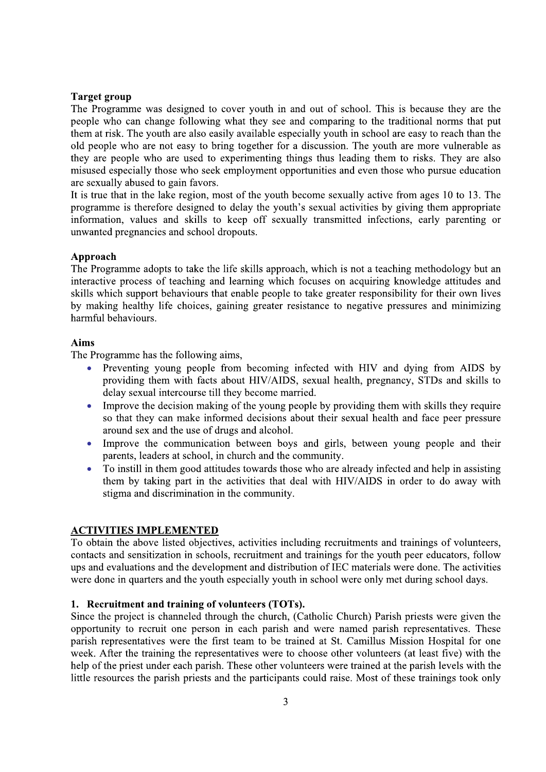**Target group**

The Programme was designed to cover youth in and out of school. This is because they are the people who can change following what they see and comparing to the traditional norms that put them at risk. The youth are also easily available especially youth in school are easy to reach than the old people who are not easy to bring together for a discussion. The youth are more vulnerable as they are people who are used to experimenting things thus leading them to risks. They are also misused especially those who seek employment opportunities and even those who pursue education are sexually abused to gain favors.

It is true that in the lake region, most of the youth become sexually active from ages 10 to 13. The programme is therefore designed to delay the youth's sexual activities by giving them appropriate information, values and skills to keep off sexually transmitted infections, early parenting or unwanted pregnancies and school dropouts.

**Approach**

The Programme adopts to take the life skills approach, which is not a teaching methodology but an interactive process of teaching and learning which focuses on acquiring knowledge attitudes and skills which support behaviours that enable people to take greater responsibility for their own lives by making healthy life choices, gaining greater resistance to negative pressures and minimizing harmful behaviours.

**Aims**

The Programme has the following aims,

- Preventing young people from becoming infected with HIV and dying from AIDS by providing them with facts about HIV/AIDS, sexual health, pregnancy, STDs and skills to delay sexual intercourse till they become married.
- Improve the decision making of the young people by providing them with skills they require so that they can make informed decisions about their sexual health and face peer pressure around sex and the use of drugs and alcohol.
- Improve the communication between boys and girls, between young people and their parents, leaders at school, in church and the community.
- To instill in them good attitudes towards those who are already infected and help in assisting them by taking part in the activities that deal with HIV/AIDS in order to do away with stigma and discrimination in the community.

## ACTIVITIES IMPLEMENTED

To obtain the above listed objectives, activities including recruitments and trainings of volunteers, contacts and sensitization in schools, recruitment and trainings for the youth peer educators, follow ups and evaluations and the development and distribution of IEC materials were done. The activities were done in quarters and the youth especially youth in school were only met during school days.

### 1. Recruitment and training of volunteers (TOTs).

Since the project is channeled through the church, (Catholic Church) Parish priests were given the opportunity to recruit one person in each parish and were named parish representatives. These parish representatives were the first team to be trained at St. Camillus Mission Hospital for one week. After the training the representatives were to choose other volunteers (at least five) with the help of the priest under each parish. These other volunteers were trained at the parish levels with the little resources the parish priests and the participants could raise. Most of these trainings took only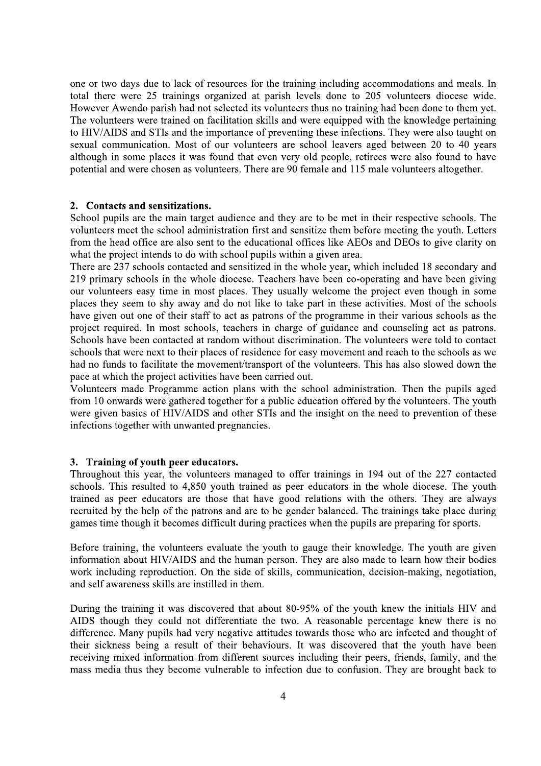one or two days due to lack of resources for the training including accommodations and meals. In total there were 25 trainings organized at parish levels done to 205 volunteers diocese wide. However Awendo parish had not selected its volunteers thus no training had been done to them yet. The volunteers were trained on facilitation skills and were equipped with the knowledge pertaining to HIV/AIDS and STIs and the importance of preventing these infections. They were also taught on sexual communication. Most of our volunteers are school leavers aged between 20 to 40 years although in some places it was found that even very old people, retirees were also found to have potential and were chosen as volunteers. There are 90 female and 115 male volunteers altogether.

## 2. Contacts and sensitizations.

School pupils are the main target audience and they are to be met in their respective schools. The volunteers meet the school administration first and sensitize them before meeting the youth. Letters from the head office are also sent to the educational offices like AEOs and DEOs to give clarity on what the project intends to do with school pupils within a given area.

There are 237 schools contacted and sensitized in the whole year, which included 18 secondary and 219 primary schools in the whole diocese. Teachers have been co-operating and have been giving our volunteers easy time in most places. They usually welcome the project even though in some places they seem to shy away and do not like to take part in these activities. Most of the schools have given out one of their staff to act as patrons of the programme in their various schools as the project required. In most schools, teachers in charge of guidance and counseling act as patrons. Schools have been contacted at random without discrimination. The volunteers were told to contact schools that were next to their places of residence for easy movement and reach to the schools as we had no funds to facilitate the movement/transport of the volunteers. This has also slowed down the pace at which the project activities have been carried out.

Volunteers made Programme action plans with the school administration. Then the pupils aged from 10 onwards were gathered together for a public education offered by the volunteers. The youth were given basics of HIV/AIDS and other STIs and the insight on the need to prevention of these infections together with unwanted pregnancies.

## 3. Training of youth peer educators.

Throughout this year, the volunteers managed to offer trainings in 194 out of the 227 contacted schools. This resulted to 4,850 youth trained as peer educators in the whole diocese. The youth trained as peer educators are those that have good relations with the others. They are always recruited by the help of the patrons and are to be gender balanced. The trainings take place during games time though it becomes difficult during practices when the pupils are preparing for sports.

Before training, the volunteers evaluate the youth to gauge their knowledge. The youth are given information about HIV/AIDS and the human person. They are also made to learn how their bodies work including reproduction. On the side of skills, communication, decision-making, negotiation, and self awareness skills are instilled in them.

During the training it was discovered that about 80-95% of the youth knew the initials HIV and AIDS though they could not differentiate the two. A reasonable percentage knew there is no difference. Many pupils had very negative attitudes towards those who are infected and thought of their sickness being a result of their behaviours. It was discovered that the youth have been receiving mixed information from different sources including their peers, friends, family, and the mass media thus they become vulnerable to infection due to confusion. They are brought back to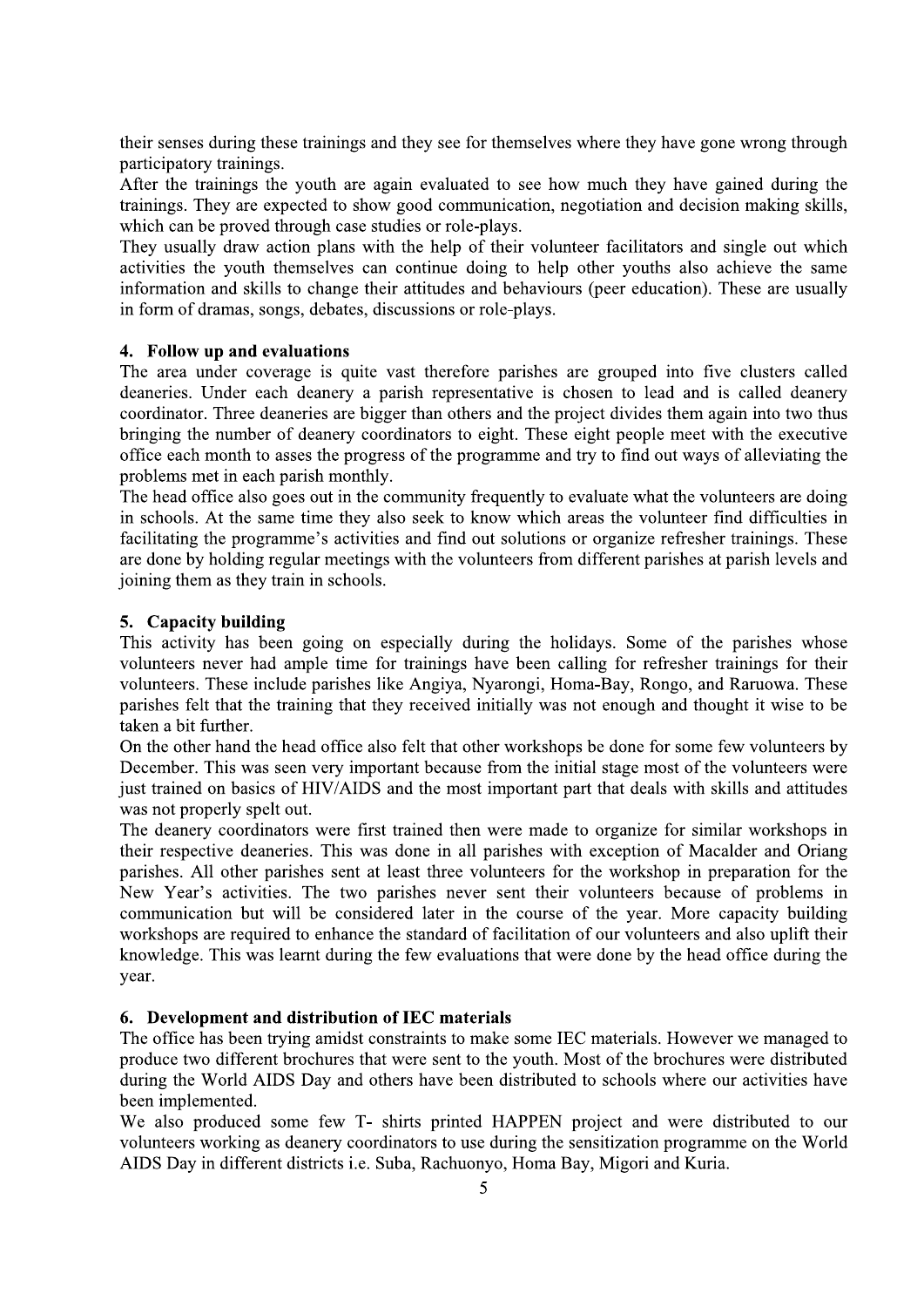their senses during these trainings and they see for themselves where they have gone wrong through participatory trainings.

After the trainings the youth are again evaluated to see how much they have gained during the trainings. They are expected to show good communication, negotiation and decision making skills, which can be proved through case studies or role-plays.

They usually draw action plans with the help of their volunteer facilitators and single out which activities the youth themselves can continue doing to help other youths also achieve the same information and skills to change their attitudes and behaviours (peer education). These are usually in form of dramas, songs, debates, discussions or role-plays.

## 4. Follow up and evaluations

The area under coverage is quite vast therefore parishes are grouped into five clusters called deaneries. Under each deanery a parish representative is chosen to lead and is called deanery coordinator. Three deaneries are bigger than others and the project divides them again into two thus bringing the number of deanery coordinators to eight. These eight people meet with the executive office each month to asses the progress of the programme and try to find out ways of alleviating the problems met in each parish monthly.

The head office also goes out in the community frequently to evaluate what the volunteers are doing in schools. At the same time they also seek to know which areas the volunteer find difficulties in facilitating the programme's activities and find out solutions or organize refresher trainings. These are done by holding regular meetings with the volunteers from different parishes at parish levels and joining them as they train in schools.

## 5. Capacity building

This activity has been going on especially during the holidays. Some of the parishes whose volunteers never had ample time for trainings have been calling for refresher trainings for their volunteers. These include parishes like Angiya, Nyarongi, Homa-Bay, Rongo, and Raruowa. These parishes felt that the training that they received initially was not enough and thought it wise to be taken a bit further.

On the other hand the head office also felt that other workshops be done for some few volunteers by December. This was seen very important because from the initial stage most of the volunteers were just trained on basics of HIV/AIDS and the most important part that deals with skills and attitudes was not properly spelt out.

The deanery coordinators were first trained then were made to organize for similar workshops in their respective deaneries. This was done in all parishes with exception of Macalder and Oriang parishes. All other parishes sent at least three volunteers for the workshop in preparation for the New Year's activities. The two parishes never sent their volunteers because of problems in communication but will be considered later in the course of the year. More capacity building workshops are required to enhance the standard of facilitation of our volunteers and also uplift their knowledge. This was learnt during the few evaluations that were done by the head office during the year.

## 6. Development and distribution of IEC materials

The office has been trying amidst constraints to make some IEC materials. However we managed to produce two different brochures that were sent to the youth. Most of the brochures were distributed during the World AIDS Day and others have been distributed to schools where our activities have been implemented.

We also produced some few T- shirts printed HAPPEN project and were distributed to our volunteers working as deanery coordinators to use during the sensitization programme on the World AIDS Day in different districts i.e. Suba, Rachuonyo, Homa Bay, Migori and Kuria.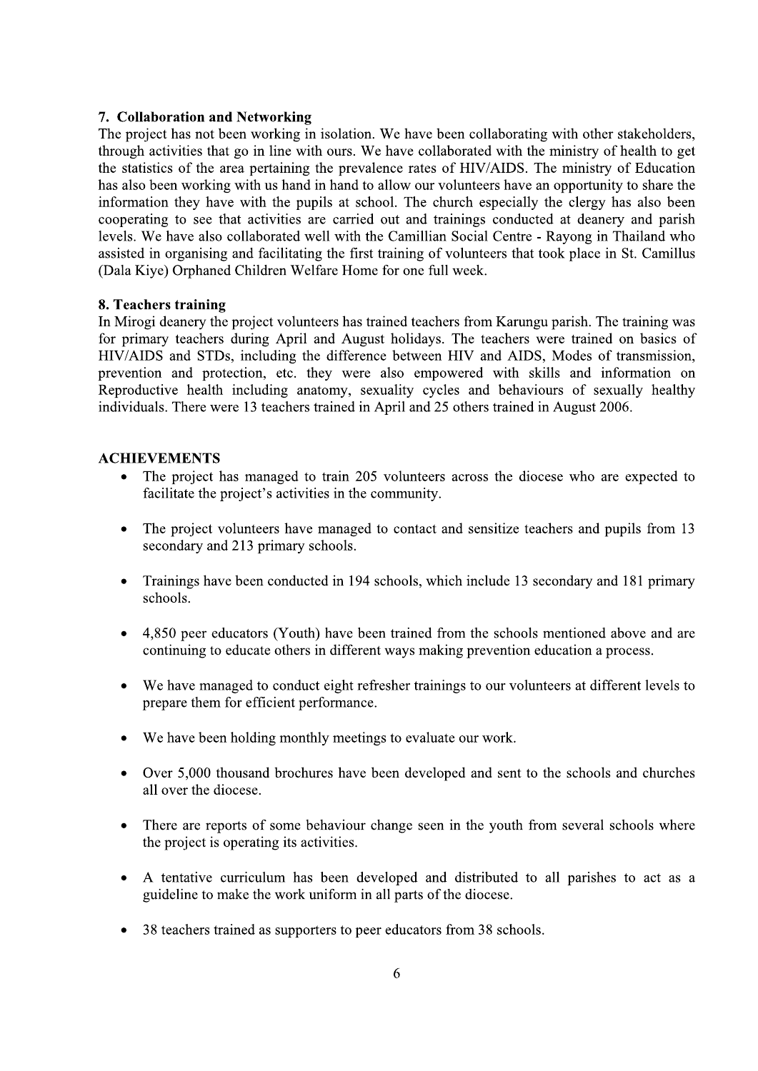### 7. Collaboration and Networking

The project has not been working in isolation. We have been collaborating with other stakeholders, through activities that go in line with ours. We have collaborated with the ministry of health to get the statistics of the area pertaining the prevalence rates of HIV/AIDS. The ministry of Education has also been working with us hand in hand to allow our volunteers have an opportunity to share the information they have with the pupils at school. The church especially the clergy has also been cooperating to see that activities are carried out and trainings conducted at deanery and parish levels. We have also collaborated well with the Camillian Social Centre - Rayong in Thailand who assisted in organising and facilitating the first training of volunteers that took place in St. Camillus (Dala Kiye) Orphaned Children Welfare Home for one full week.

### 8. Teachers training

In Mirogi deanery the project volunteers has trained teachers from Karungu parish. The training was for primary teachers during April and August holidays. The teachers were trained on basics of HIV/AIDS and STDs, including the difference between HIV and AIDS, Modes of transmission, prevention and protection, etc. they were also empowered with skills and information on Reproductive health including anatomy, sexuality cycles and behaviours of sexually healthy individuals. There were 13 teachers trained in April and 25 others trained in August 2006.

## ACHIEVEMENTS

- The project has managed to train 205 volunteers across the diocese who are expected to facilitate the project's activities in the community.
- The project volunteers have managed to contact and sensitize teachers and pupils from 13 secondary and 213 primary schools.
- Trainings have been conducted in 194 schools, which include 13 secondary and 181 primary schools.
- 4,850 peer educators (Youth) have been trained from the schools mentioned above and are continuing to educate others in different ways making prevention education a process.
- We have managed to conduct eight refresher trainings to our volunteers at different levels to prepare them for efficient performance.
- We have been holding monthly meetings to evaluate our work.
- Over 5,000 thousand brochures have been developed and sent to the schools and churches all over the diocese.
- There are reports of some behaviour change seen in the youth from several schools where the project is operating its activities.
- A tentative curriculum has been developed and distributed to all parishes to act as a guideline to make the work uniform in all parts of the diocese.
- 38 teachers trained as supporters to peer educators from 38 schools.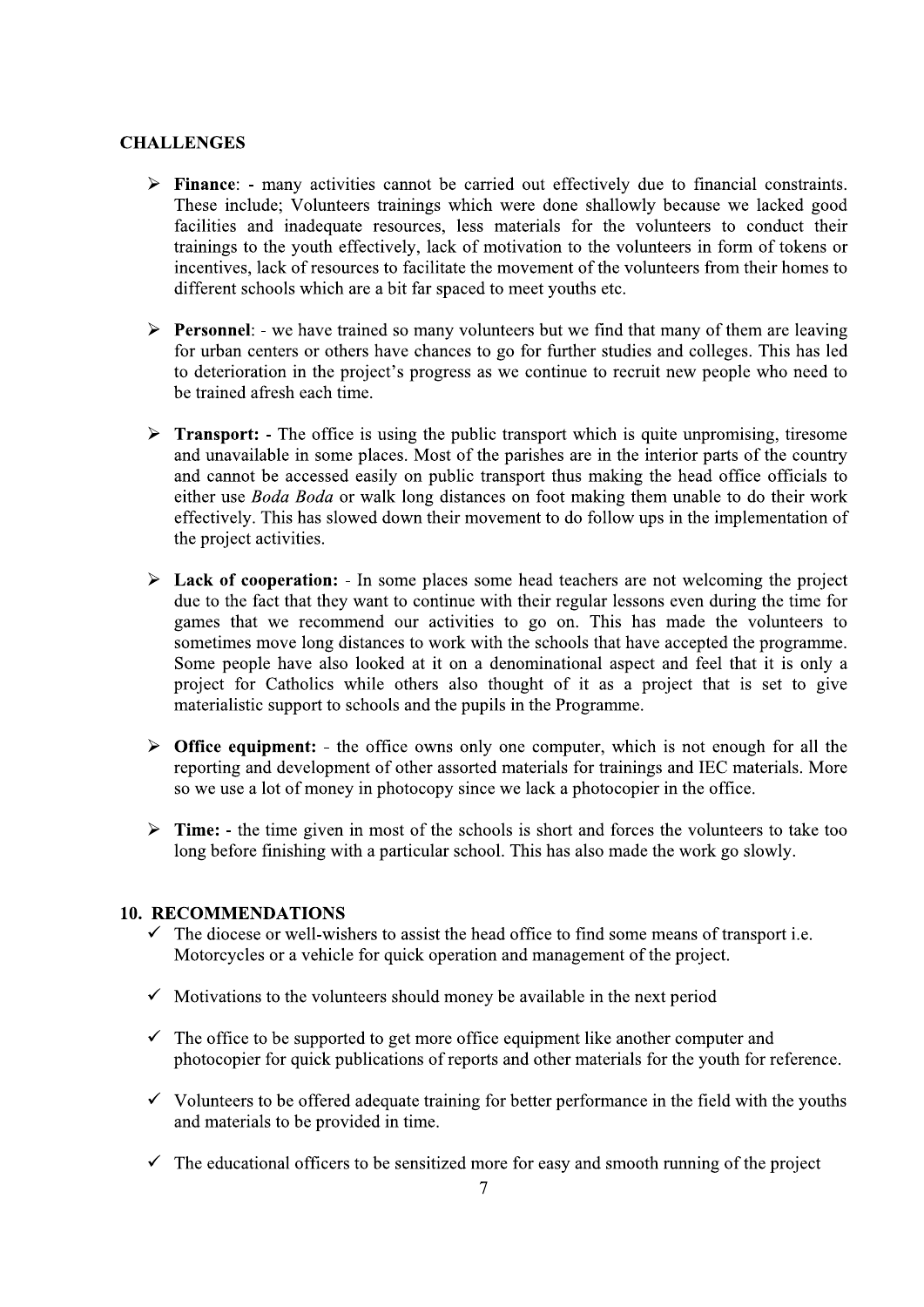## CHALLENGES

- **Finance**: - many activities cannot be carried out effectively due to financial constraints. These include; Volunteers trainings which were done shallowly because we lacked good facilities and inadequate resources, less materials for the volunteers to conduct their trainings to the youth effectively, lack of motivation to the volunteers in form of tokens or incentives, lack of resources to facilitate the movement of the volunteers from their homes to different schools which are a bit far spaced to meet youths etc.

- **Personnel**: - we have trained so many volunteers but we find that many of them are leaving for urban centers or others have chances to go for further studies and colleges. This has led to deterioration in the project's progress as we continue to recruit new people who need to be trained afresh each time.

- **Transport:** - The office is using the public transport which is quite unpromising, tiresome and unavailable in some places. Most of the parishes are in the interior parts of the country and cannot be accessed easily on public transport thus making the head office officials to either use *Boda Boda* or walk long distances on foot making them unable to do their work effectively. This has slowed down their movement to do follow ups in the implementation of the project activities.

- **Lack of cooperation:** - In some places some head teachers are not welcoming the project due to the fact that they want to continue with their regular lessons even during the time for games that we recommend our activities to go on. This has made the volunteers to sometimes move long distances to work with the schools that have accepted the programme. Some people have also looked at it on a denominational aspect and feel that it is only a project for Catholics while others also thought of it as a project that is set to give materialistic support to schools and the pupils in the Programme.

- **Office equipment:** - the office owns only one computer, which is not enough for all the reporting and development of other assorted materials for trainings and IEC materials. More so we use a lot of money in photocopy since we lack a photocopier in the office.

- **Time:** - the time given in most of the schools is short and forces the volunteers to take too long before finishing with a particular school. This has also made the work go slowly.

## 10. RECOMMENDATIONS

- ✓ The diocese or well-wishers to assist the head office to find some means of transport i.e. Motorcycles or a vehicle for quick operation and management of the project.

- ✓ Motivations to the volunteers should money be available in the next period

- ✓ The office to be supported to get more office equipment like another computer and photocopier for quick publications of reports and other materials for the youth for reference.

- ✓ Volunteers to be offered adequate training for better performance in the field with the youths and materials to be provided in time.

- ✓ The educational officers to be sensitized more for easy and smooth running of the project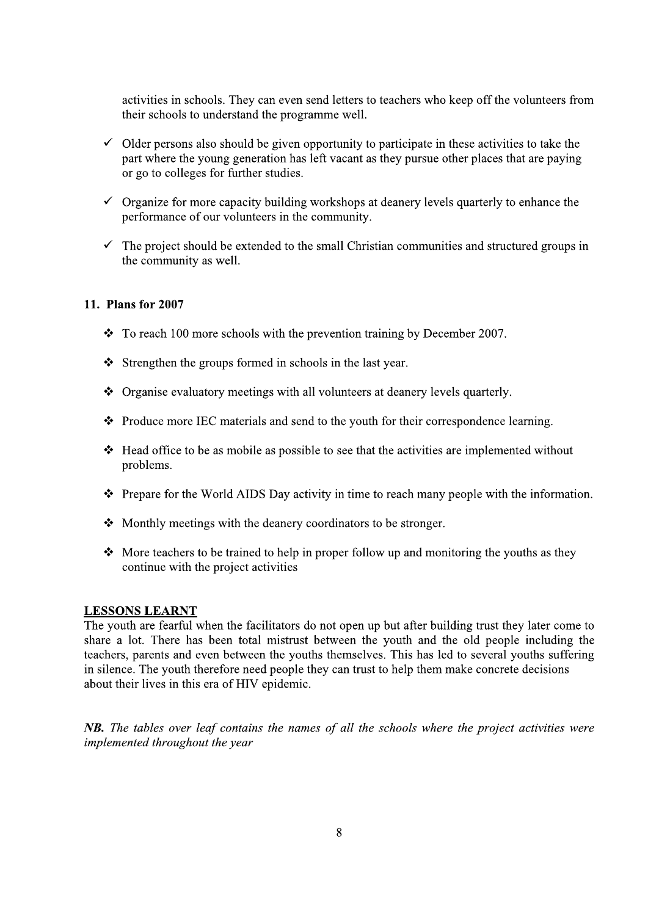activities in schools. They can even send letters to teachers who keep off the volunteers from their schools to understand the programme well.

- ✓ Older persons also should be given opportunity to participate in these activities to take the part where the young generation has left vacant as they pursue other places that are paying or go to colleges for further studies.
- ✓ Organize for more capacity building workshops at deanery levels quarterly to enhance the performance of our volunteers in the community.
- ✓ The project should be extended to the small Christian communities and structured groups in the community as well.

## 11. Plans for 2007

- ❖ To reach 100 more schools with the prevention training by December 2007.
- ❖ Strengthen the groups formed in schools in the last year.
- ❖ Organise evaluatory meetings with all volunteers at deanery levels quarterly.
- ❖ Produce more IEC materials and send to the youth for their correspondence learning.
- ❖ Head office to be as mobile as possible to see that the activities are implemented without problems.
- ❖ Prepare for the World AIDS Day activity in time to reach many people with the information.
- ❖ Monthly meetings with the deanery coordinators to be stronger.
- ❖ More teachers to be trained to help in proper follow up and monitoring the youths as they continue with the project activities

## LESSONS LEARNT

The youth are fearful when the facilitators do not open up but after building trust they later come to share a lot. There has been total mistrust between the youth and the old people including the teachers, parents and even between the youths themselves. This has led to several youths suffering in silence. The youth therefore need people they can trust to help them make concrete decisions about their lives in this era of HIV epidemic.

***NB.*** *The tables over leaf contains the names of all the schools where the project activities were implemented throughout the year*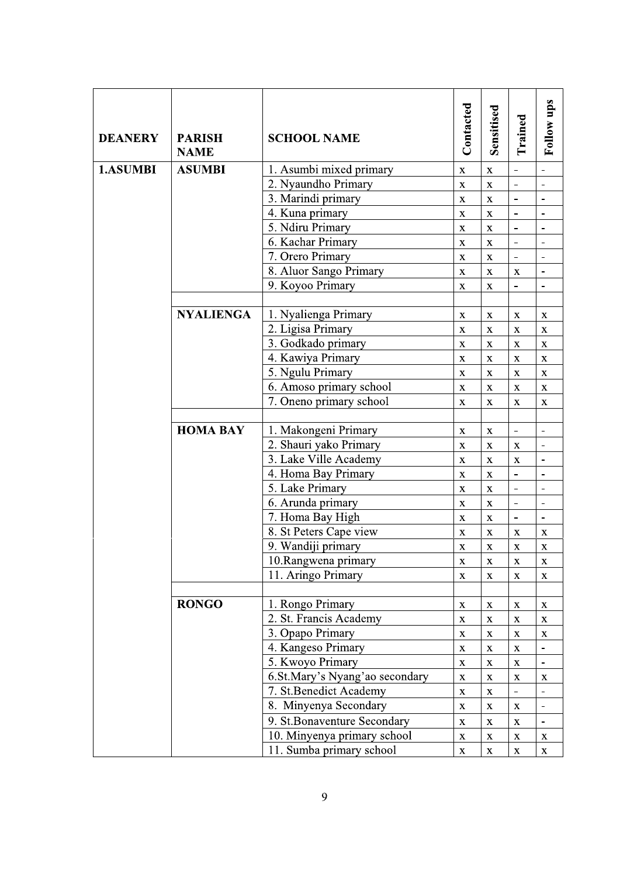| DEANERY | PARISH NAME | SCHOOL NAME | Contacted | Sensitised | Trained | Follow ups |
|---|---|---|---|---|---|---|
| 1.ASUMBI | ASUMBI | 1. Asumbi mixed primary | x | x | - | - |
| | | 2. Nyaundho Primary | x | x | - | - |
| | | 3. Marindi primary | x | x | - | - |
| | | 4. Kuna primary | x | x | - | - |
| | | 5. Ndiru Primary | x | x | - | - |
| | | 6. Kachar Primary | x | x | - | - |
| | | 7. Orero Primary | x | x | - | - |
| | | 8. Aluor Sango Primary | x | x | x | - |
| | | 9. Koyoo Primary | x | x | - | - |
| | | | | | | |
| | NYALIENGA | 1. Nyalienga Primary | x | x | x | x |
| | | 2. Ligisa Primary | x | x | x | x |
| | | 3. Godkado primary | x | x | x | x |
| | | 4. Kawiya Primary | x | x | x | x |
| | | 5. Ngulu Primary | x | x | x | x |
| | | 6. Amoso primary school | x | x | x | x |
| | | 7. Oneno primary school | x | x | x | x |
| | | | | | | |
| | HOMA BAY | 1. Makongeni Primary | x | x | - | - |
| | | 2. Shauri yako Primary | x | x | x | - |
| | | 3. Lake Ville Academy | x | x | x | - |
| | | 4. Homa Bay Primary | x | x | - | - |
| | | 5. Lake Primary | x | x | - | - |
| | | 6. Arunda primary | x | x | - | - |
| | | 7. Homa Bay High | x | x | - | - |
| | | 8. St Peters Cape view | x | x | x | x |
| | | 9. Wandiji primary | x | x | x | x |
| | | 10.Rangwena primary | x | x | x | x |
| | | 11. Aringo Primary | x | x | x | x |
| | | | | | | |
| | RONGO | 1. Rongo Primary | x | x | x | x |
| | | 2. St. Francis Academy | x | x | x | x |
| | | 3. Opapo Primary | x | x | x | x |
| | | 4. Kangeso Primary | x | x | x | - |
| | | 5. Kwoyo Primary | x | x | x | - |
| | | 6.St.Mary's Nyang'ao secondary | x | x | x | x |
| | | 7. St.Benedict Academy | x | x | - | - |
| | | 8. Minyenya Secondary | x | x | x | - |
| | | 9. St.Bonaventure Secondary | x | x | x | - |
| | | 10. Minyenya primary school | x | x | x | x |
| | | 11. Sumba primary school | x | x | x | x |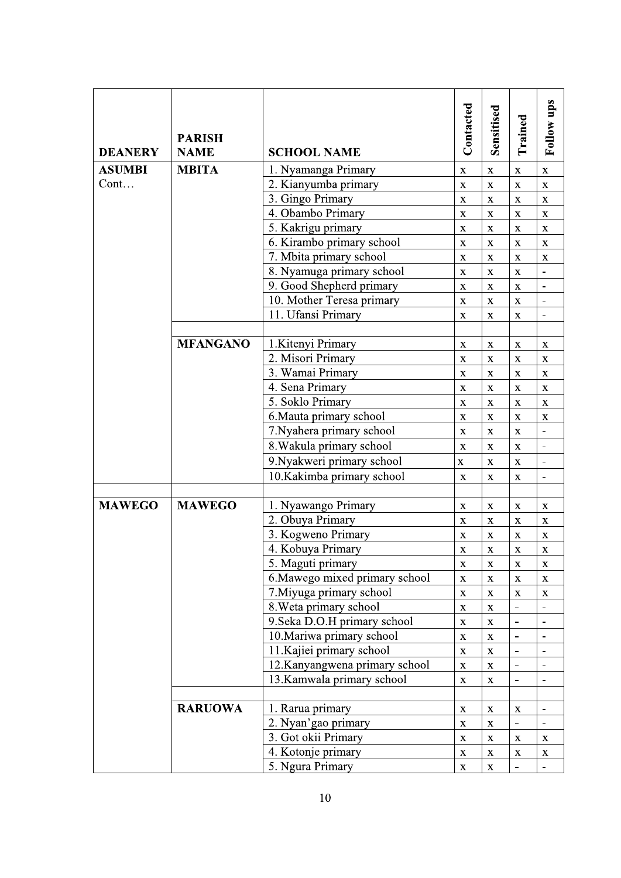| DEANERY | PARISH NAME | SCHOOL NAME | Contacted | Sensitised | Trained | Follow ups |
|---|---|---|---|---|---|---|
| **ASUMBI** Cont… | **MBITA** | 1. Nyamanga Primary | x | x | x | x |
| | | 2. Kianyumba primary | x | x | x | x |
| | | 3. Gingo Primary | x | x | x | x |
| | | 4. Obambo Primary | x | x | x | x |
| | | 5. Kakrigu primary | x | x | x | x |
| | | 6. Kirambo primary school | x | x | x | x |
| | | 7. Mbita primary school | x | x | x | x |
| | | 8. Nyamuga primary school | x | x | x | - |
| | | 9. Good Shepherd primary | x | x | x | - |
| | | 10. Mother Teresa primary | x | x | x | - |
| | | 11. Ufansi Primary | x | x | x | - |
| | | | | | | |
| | **MFANGANO** | 1.Kitenyi Primary | x | x | x | x |
| | | 2. Misori Primary | x | x | x | x |
| | | 3. Wamai Primary | x | x | x | x |
| | | 4. Sena Primary | x | x | x | x |
| | | 5. Soklo Primary | x | x | x | x |
| | | 6.Mauta primary school | x | x | x | x |
| | | 7.Nyahera primary school | x | x | x | - |
| | | 8.Wakula primary school | x | x | x | - |
| | | 9.Nyakweri primary school | x | x | x | - |
| | | 10.Kakimba primary school | x | x | x | - |
| | | | | | | |
| **MAWEGO** | **MAWEGO** | 1. Nyawango Primary | x | x | x | x |
| | | 2. Obuya Primary | x | x | x | x |
| | | 3. Kogweno Primary | x | x | x | x |
| | | 4. Kobuya Primary | x | x | x | x |
| | | 5. Maguti primary | x | x | x | x |
| | | 6.Mawego mixed primary school | x | x | x | x |
| | | 7.Miyuga primary school | x | x | x | x |
| | | 8.Weta primary school | x | x | - | - |
| | | 9.Seka D.O.H primary school | x | x | - | - |
| | | 10.Mariwa primary school | x | x | - | - |
| | | 11.Kajiei primary school | x | x | - | - |
| | | 12.Kanyangwena primary school | x | x | - | - |
| | | 13.Kamwala primary school | x | x | - | - |
| | | | | | | |
| | **RARUOWA** | 1. Rarua primary | x | x | x | - |
| | | 2. Nyan'gao primary | x | x | - | - |
| | | 3. Got okii Primary | x | x | x | x |
| | | 4. Kotonje primary | x | x | x | x |
| | | 5. Ngura Primary | x | x | - | - |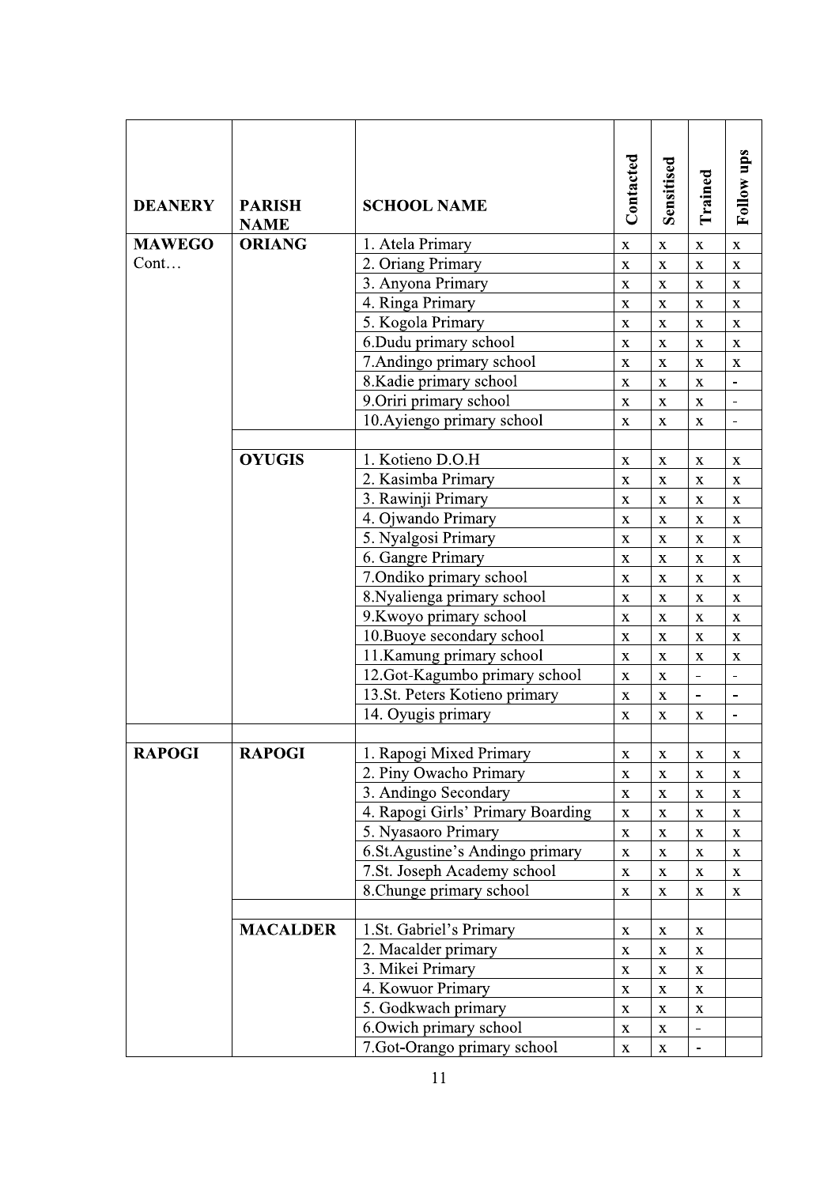| DEANERY | PARISH NAME | SCHOOL NAME | Contacted | Sensitised | Trained | Follow ups |
|---|---|---|---|---|---|---|
| MAWEGO Cont… | ORIANG | 1. Atela Primary | x | x | x | x |
| | | 2. Oriang Primary | x | x | x | x |
| | | 3. Anyona Primary | x | x | x | x |
| | | 4. Ringa Primary | x | x | x | x |
| | | 5. Kogola Primary | x | x | x | x |
| | | 6.Dudu primary school | x | x | x | x |
| | | 7.Andingo primary school | x | x | x | x |
| | | 8.Kadie primary school | x | x | x | - |
| | | 9.Oriri primary school | x | x | x | - |
| | | 10.Ayiengo primary school | x | x | x | - |
| | | | | | | |
| | OYUGIS | 1. Kotieno D.O.H | x | x | x | x |
| | | 2. Kasimba Primary | x | x | x | x |
| | | 3. Rawinji Primary | x | x | x | x |
| | | 4. Ojwando Primary | x | x | x | x |
| | | 5. Nyalgosi Primary | x | x | x | x |
| | | 6. Gangre Primary | x | x | x | x |
| | | 7.Ondiko primary school | x | x | x | x |
| | | 8.Nyalienga primary school | x | x | x | x |
| | | 9.Kwoyo primary school | x | x | x | x |
| | | 10.Buoye secondary school | x | x | x | x |
| | | 11.Kamung primary school | x | x | x | x |
| | | 12.Got-Kagumbo primary school | x | x | - | - |
| | | 13.St. Peters Kotieno primary | x | x | - | - |
| | | 14. Oyugis primary | x | x | x | - |
| | | | | | | |
| RAPOGI | RAPOGI | 1. Rapogi Mixed Primary | x | x | x | x |
| | | 2. Piny Owacho Primary | x | x | x | x |
| | | 3. Andingo Secondary | x | x | x | x |
| | | 4. Rapogi Girls' Primary Boarding | x | x | x | x |
| | | 5. Nyasaoro Primary | x | x | x | x |
| | | 6.St.Agustine's Andingo primary | x | x | x | x |
| | | 7.St. Joseph Academy school | x | x | x | x |
| | | 8.Chunge primary school | x | x | x | x |
| | | | | | | |
| | MACALDER | 1.St. Gabriel's Primary | x | x | x | |
| | | 2. Macalder primary | x | x | x | |
| | | 3. Mikei Primary | x | x | x | |
| | | 4. Kowuor Primary | x | x | x | |
| | | 5. Godkwach primary | x | x | x | |
| | | 6.Owich primary school | x | x | - | |
| | | 7.Got-Orango primary school | x | x | - | |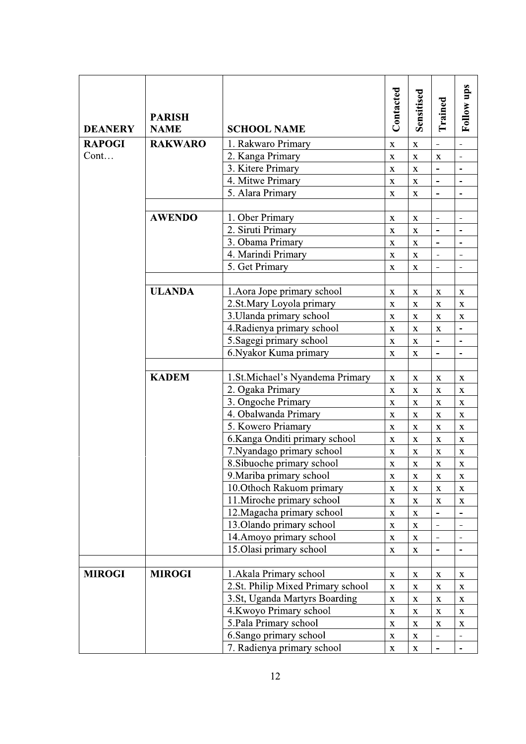| DEANERY | PARISH NAME | SCHOOL NAME | Contacted | Sensitised | Trained | Follow ups |
|---|---|---|---|---|---|---|
| RAPOGI Cont… | RAKWARO | 1. Rakwaro Primary | x | x | - | - |
| | | 2. Kanga Primary | x | x | x | - |
| | | 3. Kitere Primary | x | x | - | - |
| | | 4. Mitwe Primary | x | x | - | - |
| | | 5. Alara Primary | x | x | - | - |
| | | | | | | |
| | AWENDO | 1. Ober Primary | x | x | - | - |
| | | 2. Siruti Primary | x | x | - | - |
| | | 3. Obama Primary | x | x | - | - |
| | | 4. Marindi Primary | x | x | - | - |
| | | 5. Get Primary | x | x | - | - |
| | | | | | | |
| | ULANDA | 1.Aora Jope primary school | x | x | x | x |
| | | 2.St.Mary Loyola primary | x | x | x | x |
| | | 3.Ulanda primary school | x | x | x | x |
| | | 4.Radienya primary school | x | x | x | - |
| | | 5.Sagegi primary school | x | x | - | - |
| | | 6.Nyakor Kuma primary | x | x | - | - |
| | | | | | | |
| | KADEM | 1.St.Michael's Nyandema Primary | x | x | x | x |
| | | 2. Ogaka Primary | x | x | x | x |
| | | 3. Ongoche Primary | x | x | x | x |
| | | 4. Obalwanda Primary | x | x | x | x |
| | | 5. Kowero Priamary | x | x | x | x |
| | | 6.Kanga Onditi primary school | x | x | x | x |
| | | 7.Nyandago primary school | x | x | x | x |
| | | 8.Sibuoche primary school | x | x | x | x |
| | | 9.Mariba primary school | x | x | x | x |
| | | 10.Othoch Rakuom primary | x | x | x | x |
| | | 11.Miroche primary school | x | x | x | x |
| | | 12.Magacha primary school | x | x | - | - |
| | | 13.Olando primary school | x | x | - | - |
| | | 14.Amoyo primary school | x | x | - | - |
| | | 15.Olasi primary school | x | x | - | - |
| | | | | | | |
| MIROGI | MIROGI | 1.Akala Primary school | x | x | x | x |
| | | 2.St. Philip Mixed Primary school | x | x | x | x |
| | | 3.St, Uganda Martyrs Boarding | x | x | x | x |
| | | 4.Kwoyo Primary school | x | x | x | x |
| | | 5.Pala Primary school | x | x | x | x |
| | | 6.Sango primary school | x | x | - | - |
| | | 7. Radienya primary school | x | x | - | - |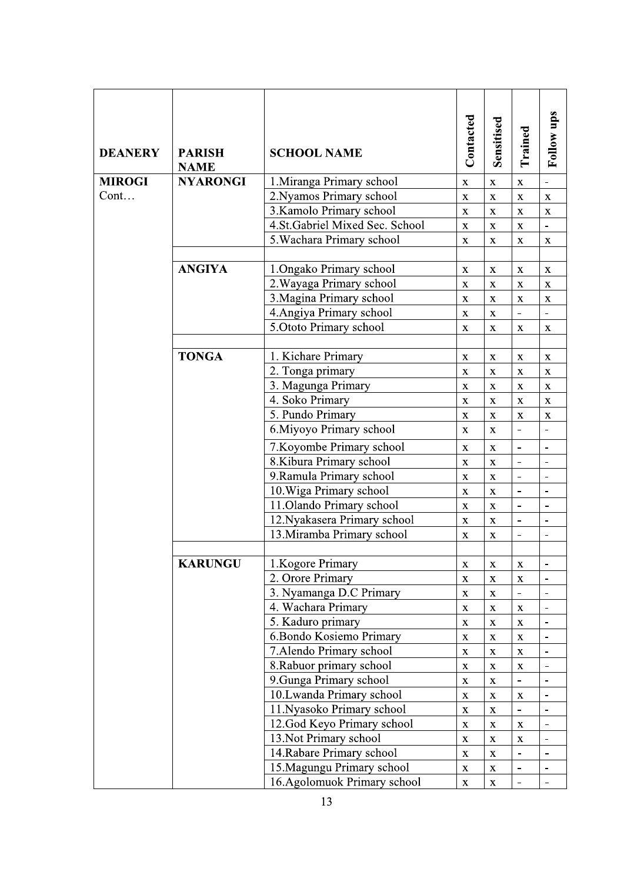| DEANERY | PARISH NAME | SCHOOL NAME | Contacted | Sensitised | Trained | Follow ups |
|---|---|---|---|---|---|---|
| MIROGI Cont… | NYARONGI | 1.Miranga Primary school | x | x | x | - |
| | | 2.Nyamos Primary school | x | x | x | x |
| | | 3.Kamolo Primary school | x | x | x | x |
| | | 4.St.Gabriel Mixed Sec. School | x | x | x | - |
| | | 5.Wachara Primary school | x | x | x | x |
| | | | | | | |
| | ANGIYA | 1.Ongako Primary school | x | x | x | x |
| | | 2.Wayaga Primary school | x | x | x | x |
| | | 3.Magina Primary school | x | x | x | x |
| | | 4.Angiya Primary school | x | x | - | - |
| | | 5.Ototo Primary school | x | x | x | x |
| | | | | | | |
| | TONGA | 1. Kichare Primary | x | x | x | x |
| | | 2. Tonga primary | x | x | x | x |
| | | 3. Magunga Primary | x | x | x | x |
| | | 4. Soko Primary | x | x | x | x |
| | | 5. Pundo Primary | x | x | x | x |
| | | 6.Miyoyo Primary school | x | x | - | - |
| | | 7.Koyombe Primary school | x | x | - | - |
| | | 8.Kibura Primary school | x | x | - | - |
| | | 9.Ramula Primary school | x | x | - | - |
| | | 10.Wiga Primary school | x | x | - | - |
| | | 11.Olando Primary school | x | x | - | - |
| | | 12.Nyakasera Primary school | x | x | - | - |
| | | 13.Miramba Primary school | x | x | - | - |
| | | | | | | |
| | KARUNGU | 1.Kogore Primary | x | x | x | - |
| | | 2. Orore Primary | x | x | x | - |
| | | 3. Nyamanga D.C Primary | x | x | - | - |
| | | 4. Wachara Primary | x | x | x | - |
| | | 5. Kaduro primary | x | x | x | - |
| | | 6.Bondo Kosiemo Primary | x | x | x | - |
| | | 7.Alendo Primary school | x | x | x | - |
| | | 8.Rabuor primary school | x | x | x | - |
| | | 9.Gunga Primary school | x | x | - | - |
| | | 10.Lwanda Primary school | x | x | x | - |
| | | 11.Nyasoko Primary school | x | x | - | - |
| | | 12.God Keyo Primary school | x | x | x | - |
| | | 13.Not Primary school | x | x | x | - |
| | | 14.Rabare Primary school | x | x | - | - |
| | | 15.Magungu Primary school | x | x | - | - |
| | | 16.Agolomuok Primary school | x | x | - | - |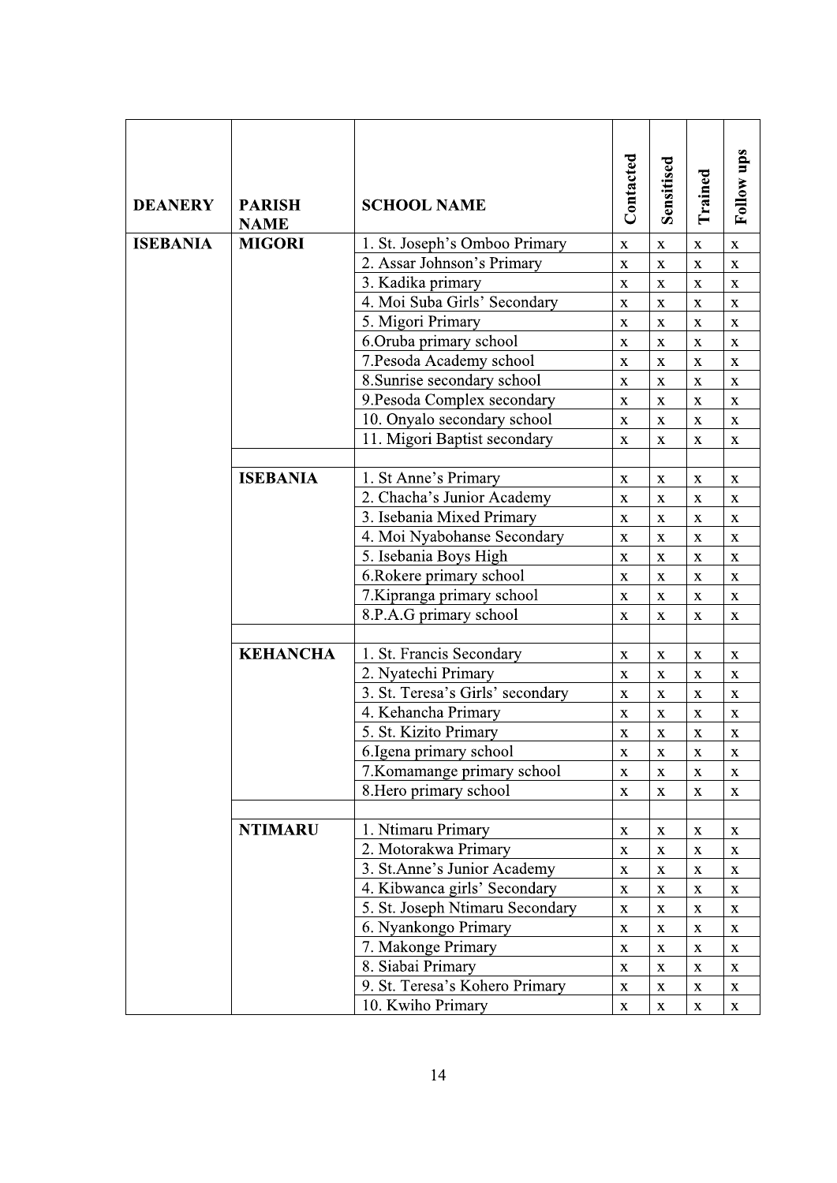| DEANERY | PARISH NAME | SCHOOL NAME | Contacted | Sensitised | Trained | Follow ups |
|---|---|---|---|---|---|---|
| **ISEBANIA** | **MIGORI** | 1. St. Joseph's Omboo Primary | x | x | x | x |
| | | 2. Assar Johnson's Primary | x | x | x | x |
| | | 3. Kadika primary | x | x | x | x |
| | | 4. Moi Suba Girls' Secondary | x | x | x | x |
| | | 5. Migori Primary | x | x | x | x |
| | | 6.Oruba primary school | x | x | x | x |
| | | 7.Pesoda Academy school | x | x | x | x |
| | | 8.Sunrise secondary school | x | x | x | x |
| | | 9.Pesoda Complex secondary | x | x | x | x |
| | | 10. Onyalo secondary school | x | x | x | x |
| | | 11. Migori Baptist secondary | x | x | x | x |
| | | | | | | |
| | **ISEBANIA** | 1. St Anne's Primary | x | x | x | x |
| | | 2. Chacha's Junior Academy | x | x | x | x |
| | | 3. Isebania Mixed Primary | x | x | x | x |
| | | 4. Moi Nyabohanse Secondary | x | x | x | x |
| | | 5. Isebania Boys High | x | x | x | x |
| | | 6.Rokere primary school | x | x | x | x |
| | | 7.Kipranga primary school | x | x | x | x |
| | | 8.P.A.G primary school | x | x | x | x |
| | | | | | | |
| | **KEHANCHA** | 1. St. Francis Secondary | x | x | x | x |
| | | 2. Nyatechi Primary | x | x | x | x |
| | | 3. St. Teresa's Girls' secondary | x | x | x | x |
| | | 4. Kehancha Primary | x | x | x | x |
| | | 5. St. Kizito Primary | x | x | x | x |
| | | 6.Igena primary school | x | x | x | x |
| | | 7.Komamange primary school | x | x | x | x |
| | | 8.Hero primary school | x | x | x | x |
| | | | | | | |
| | **NTIMARU** | 1. Ntimaru Primary | x | x | x | x |
| | | 2. Motorakwa Primary | x | x | x | x |
| | | 3. St.Anne's Junior Academy | x | x | x | x |
| | | 4. Kibwanca girls' Secondary | x | x | x | x |
| | | 5. St. Joseph Ntimaru Secondary | x | x | x | x |
| | | 6. Nyankongo Primary | x | x | x | x |
| | | 7. Makonge Primary | x | x | x | x |
| | | 8. Siabai Primary | x | x | x | x |
| | | 9. St. Teresa's Kohero Primary | x | x | x | x |
| | | 10. Kwiho Primary | x | x | x | x |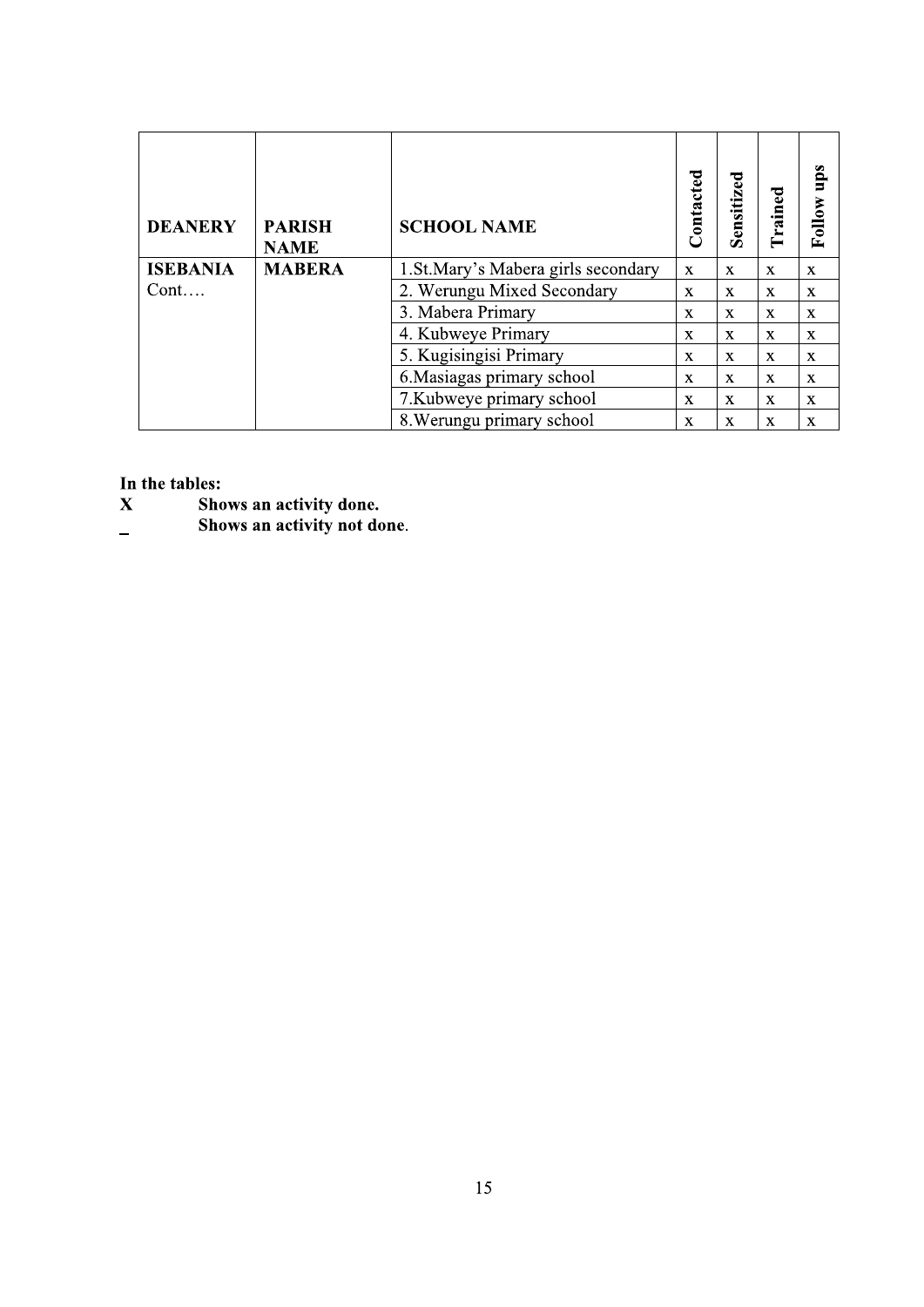| DEANERY | PARISH NAME | SCHOOL NAME | Contacted | Sensitized | Trained | Follow ups |
|---|---|---|---|---|---|---|
| **ISEBANIA** Cont…. | **MABERA** | 1.St.Mary's Mabera girls secondary | x | x | x | x |
| | | 2. Werungu Mixed Secondary | x | x | x | x |
| | | 3. Mabera Primary | x | x | x | x |
| | | 4. Kubweye Primary | x | x | x | x |
| | | 5. Kugisingisi Primary | x | x | x | x |
| | | 6.Masiagas primary school | x | x | x | x |
| | | 7.Kubweye primary school | x | x | x | x |
| | | 8.Werungu primary school | x | x | x | x |

**In the tables:**

**X** Shows an activity done.

**_** Shows an activity not done.